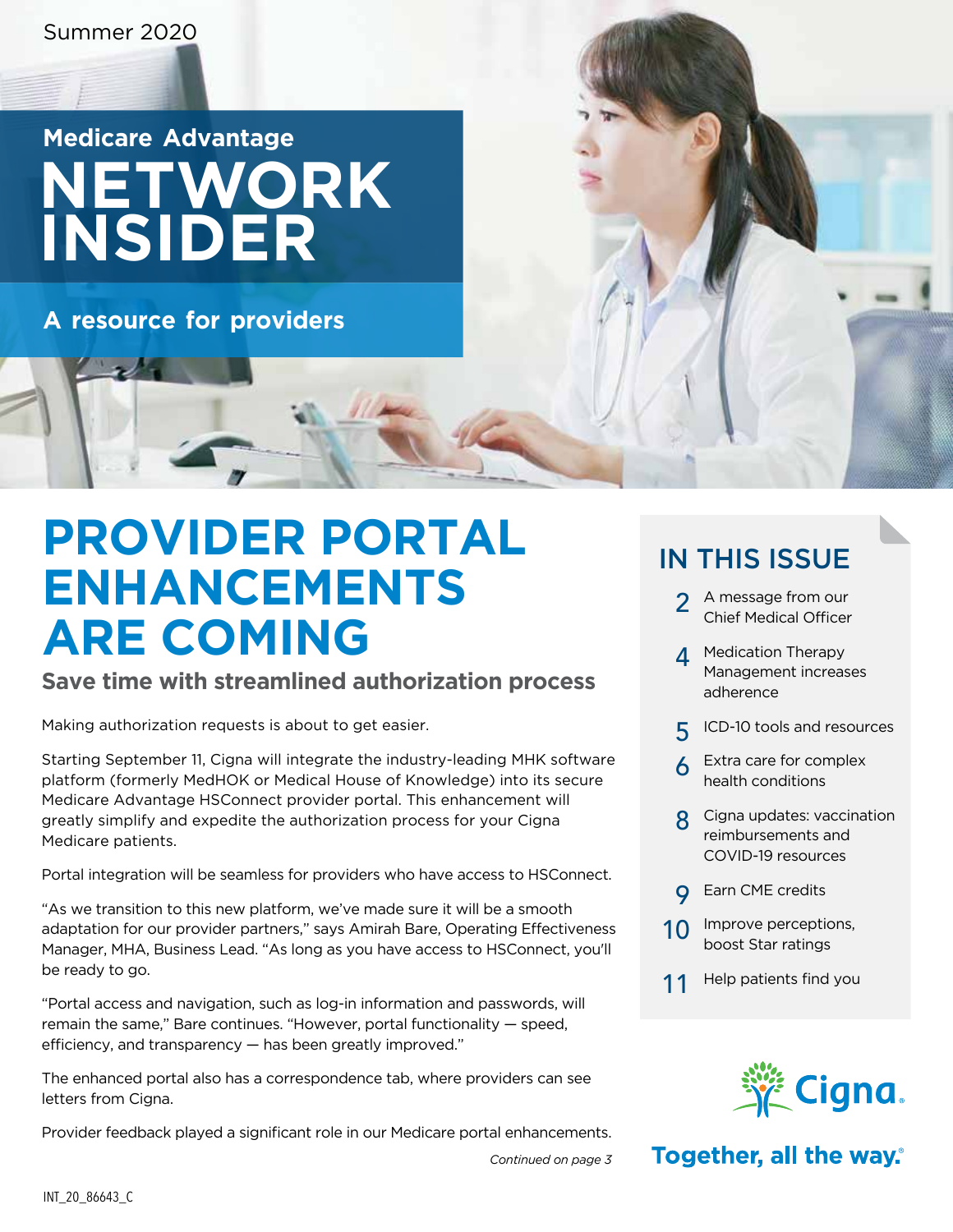Summer 2020

# Medicare Advantage NETWORK INSIDER

**A resource for providers**

# PROVIDER PORTAL ENHANCEMENTS ARE COMING

## Save time with streamlined authorization process

Making authorization requests is about to get easier.

Starting September 11, Cigna will integrate the industry-leading MHK software platform (formerly MedHOK or Medical House of Knowledge) into its secure Medicare Advantage HSConnect provider portal. This enhancement will greatly simplify and expedite the authorization process for your Cigna Medicare patients.

Portal integration will be seamless for providers who have access to HSConnect.

"As we transition to this new platform, we've made sure it will be a smooth adaptation for our provider partners," says Amirah Bare, Operating Effectiveness Manager, MHA, Business Lead. "As long as you have access to HSConnect, you'll be ready to go.

"Portal access and navigation, such as log-in information and passwords, will remain the same," Bare continues. "However, portal functionality — speed, efficiency, and transparency — has been greatly improved."

The enhanced portal also has a correspondence tab, where providers can see letters from Cigna.

Provider feedback played a significant role in our Medicare portal enhancements.

*Continued on page 3*

## IN THIS ISSUE

- 2 A message from our Chief Medical Officer
- 4 Medication Therapy Management increases adherence
- 5 ICD-10 tools and resources
- 6 Extra care for complex health conditions
- 8 Cigna updates: vaccination reimbursements and COVID-19 resources
- 9 Earn CME credits
- 10 Improve perceptions, boost Star ratings
- 11 Help patients find you

Cigna

Together, all the way.

INT_20_86643_C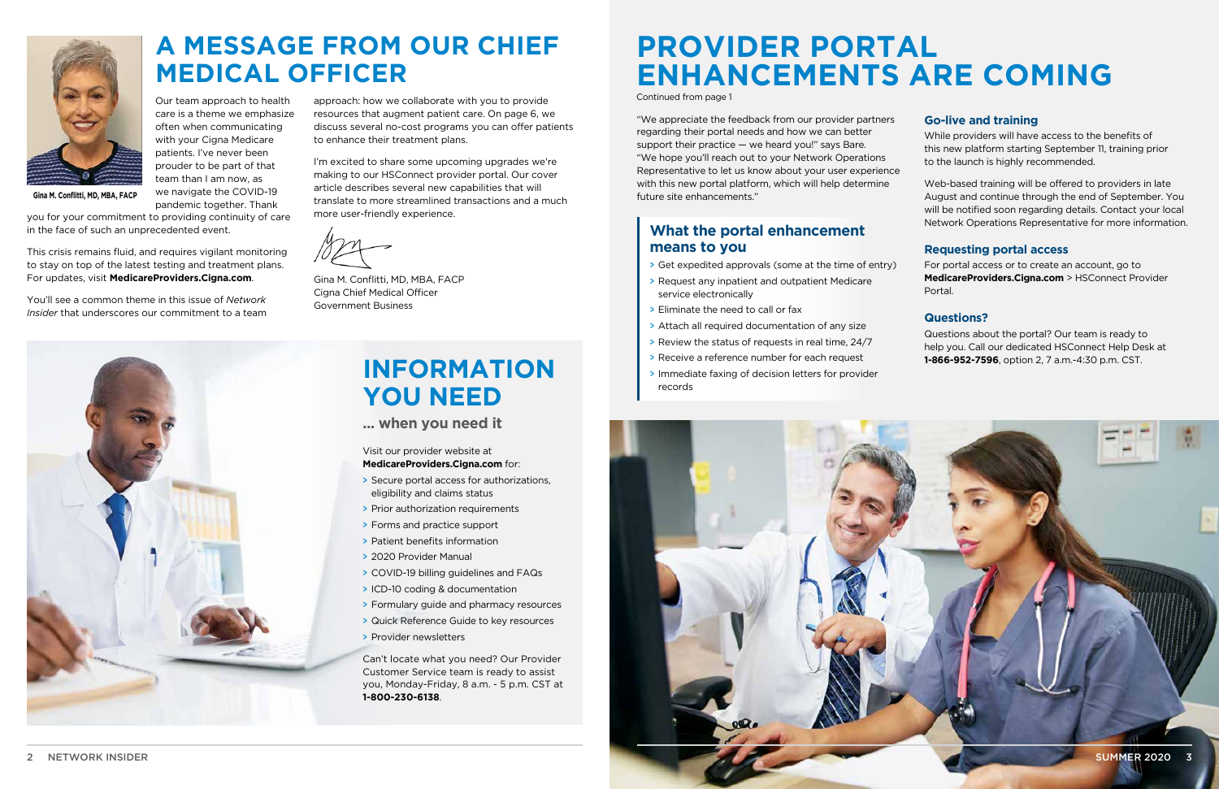# A MESSAGE FROM OUR CHIEF MEDICAL OFFICER

Gina M. Conflitti, MD, MBA, FACP

Our team approach to health care is a theme we emphasize often when communicating with your Cigna Medicare patients. I've never been prouder to be part of that team than I am now, as we navigate the COVID-19 pandemic together. Thank you for your commitment to providing continuity of care in the face of such an unprecedented event.

This crisis remains fluid, and requires vigilant monitoring to stay on top of the latest testing and treatment plans. For updates, visit **MedicareProviders.Cigna.com**.

You'll see a common theme in this issue of *Network Insider* that underscores our commitment to a team approach: how we collaborate with you to provide resources that augment patient care. On page 6, we discuss several no-cost programs you can offer patients to enhance their treatment plans.

I'm excited to share some upcoming upgrades we're making to our HSConnect provider portal. Our cover article describes several new capabilities that will translate to more streamlined transactions and a much more user-friendly experience.

Gina M. Conflitti, MD, MBA, FACP
Cigna Chief Medical Officer
Government Business

# INFORMATION YOU NEED

## ... when you need it

Visit our provider website at **MedicareProviders.Cigna.com** for:

- Secure portal access for authorizations, eligibility and claims status
- Prior authorization requirements
- Forms and practice support
- Patient benefits information
- 2020 Provider Manual
- COVID-19 billing guidelines and FAQs
- ICD-10 coding & documentation
- Formulary guide and pharmacy resources
- Quick Reference Guide to key resources
- Provider newsletters

Can't locate what you need? Our Provider Customer Service team is ready to assist you, Monday-Friday, 8 a.m. - 5 p.m. CST at **1-800-230-6138**.

# PROVIDER PORTAL ENHANCEMENTS ARE COMING

Continued from page 1

"We appreciate the feedback from our provider partners regarding their portal needs and how we can better support their practice — we heard you!" says Bare. "We hope you'll reach out to your Network Operations Representative to let us know about your user experience with this new portal platform, which will help determine future site enhancements."

## What the portal enhancement means to you

- Get expedited approvals (some at the time of entry)
- Request any inpatient and outpatient Medicare service electronically
- Eliminate the need to call or fax
- Attach all required documentation of any size
- Review the status of requests in real time, 24/7
- Receive a reference number for each request
- Immediate faxing of decision letters for provider records

### Go-live and training

While providers will have access to the benefits of this new platform starting September 11, training prior to the launch is highly recommended.

Web-based training will be offered to providers in late August and continue through the end of September. You will be notified soon regarding details. Contact your local Network Operations Representative for more information.

### Requesting portal access

For portal access or to create an account, go to **MedicareProviders.Cigna.com** > HSConnect Provider Portal.

### Questions?

Questions about the portal? Our team is ready to help you. Call our dedicated HSConnect Help Desk at **1-866-952-7596**, option 2, 7 a.m.-4:30 p.m. CST.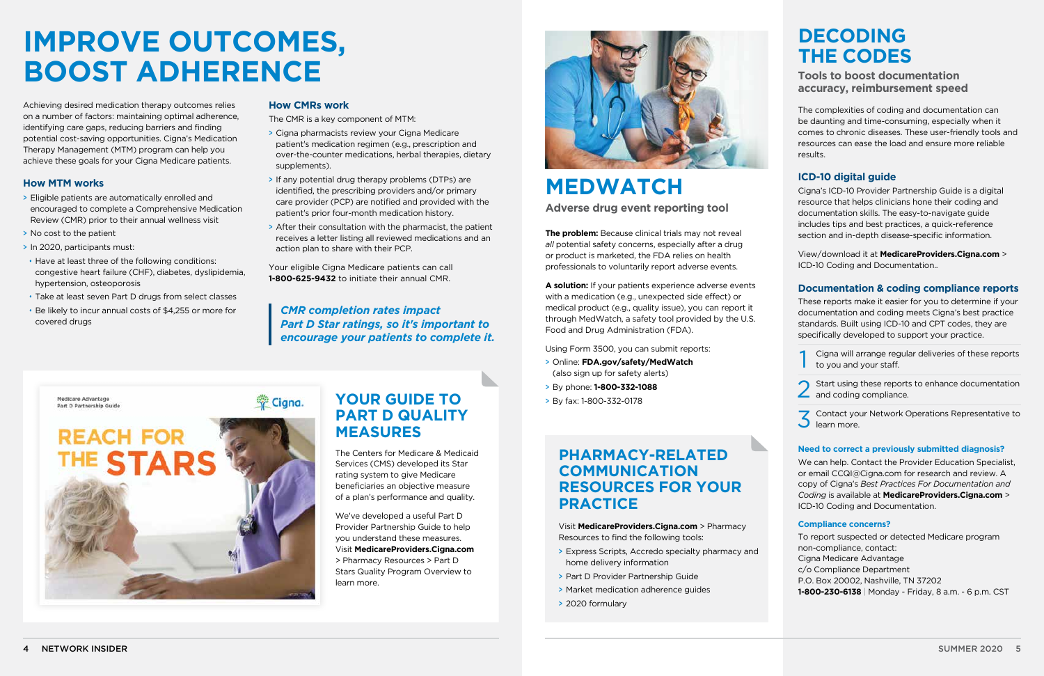# IMPROVE OUTCOMES, BOOST ADHERENCE

Achieving desired medication therapy outcomes relies on a number of factors: maintaining optimal adherence, identifying care gaps, reducing barriers and finding potential cost-saving opportunities. Cigna's Medication Therapy Management (MTM) program can help you achieve these goals for your Cigna Medicare patients.

### How MTM works

- Eligible patients are automatically enrolled and encouraged to complete a Comprehensive Medication Review (CMR) prior to their annual wellness visit
- No cost to the patient
- In 2020, participants must:
  - Have at least three of the following conditions: congestive heart failure (CHF), diabetes, dyslipidemia, hypertension, osteoporosis
  - Take at least seven Part D drugs from select classes
  - Be likely to incur annual costs of $4,255 or more for covered drugs

### How CMRs work

The CMR is a key component of MTM:

- Cigna pharmacists review your Cigna Medicare patient's medication regimen (e.g., prescription and over-the-counter medications, herbal therapies, dietary supplements).
- If any potential drug therapy problems (DTPs) are identified, the prescribing providers and/or primary care provider (PCP) are notified and provided with the patient's prior four-month medication history.
- After their consultation with the pharmacist, the patient receives a letter listing all reviewed medications and an action plan to share with their PCP.

Your eligible Cigna Medicare patients can call **1-800-625-9432** to initiate their annual CMR.

> ***CMR completion rates impact Part D Star ratings, so it's important to encourage your patients to complete it.***

## YOUR GUIDE TO PART D QUALITY MEASURES

The Centers for Medicare & Medicaid Services (CMS) developed its Star rating system to give Medicare beneficiaries an objective measure of a plan's performance and quality.

We've developed a useful Part D Provider Partnership Guide to help you understand these measures. Visit **MedicareProviders.Cigna.com** > Pharmacy Resources > Part D Stars Quality Program Overview to learn more.

# MEDWATCH

**Adverse drug event reporting tool**

**The problem:** Because clinical trials may not reveal *all* potential safety concerns, especially after a drug or product is marketed, the FDA relies on health professionals to voluntarily report adverse events.

**A solution:** If your patients experience adverse events with a medication (e.g., unexpected side effect) or medical product (e.g., quality issue), you can report it through MedWatch, a safety tool provided by the U.S. Food and Drug Administration (FDA).

Using Form 3500, you can submit reports:

- Online: **FDA.gov/safety/MedWatch** (also sign up for safety alerts)
- By phone: **1-800-332-1088**
- By fax: 1-800-332-0178

## PHARMACY-RELATED COMMUNICATION RESOURCES FOR YOUR PRACTICE

Visit **MedicareProviders.Cigna.com** > Pharmacy Resources to find the following tools:

- Express Scripts, Accredo specialty pharmacy and home delivery information
- Part D Provider Partnership Guide
- Market medication adherence guides
- 2020 formulary

# DECODING THE CODES

**Tools to boost documentation accuracy, reimbursement speed**

The complexities of coding and documentation can be daunting and time-consuming, especially when it comes to chronic diseases. These user-friendly tools and resources can ease the load and ensure more reliable results.

### ICD-10 digital guide

Cigna's ICD-10 Provider Partnership Guide is a digital resource that helps clinicians hone their coding and documentation skills. The easy-to-navigate guide includes tips and best practices, a quick-reference section and in-depth disease-specific information.

View/download it at **MedicareProviders.Cigna.com** > ICD-10 Coding and Documentation..

### Documentation & coding compliance reports

These reports make it easier for you to determine if your documentation and coding meets Cigna's best practice standards. Built using ICD-10 and CPT codes, they are specifically developed to support your practice.

1. Cigna will arrange regular deliveries of these reports to you and your staff.
2. Start using these reports to enhance documentation and coding compliance.
3. Contact your Network Operations Representative to learn more.

#### Need to correct a previously submitted diagnosis?

We can help. Contact the Provider Education Specialist, or email CCQI@Cigna.com for research and review. A copy of Cigna's *Best Practices For Documentation and Coding* is available at **MedicareProviders.Cigna.com** > ICD-10 Coding and Documentation.

#### Compliance concerns?

To report suspected or detected Medicare program non-compliance, contact:
Cigna Medicare Advantage
c/o Compliance Department
P.O. Box 20002, Nashville, TN 37202
**1-800-230-6138** | Monday - Friday, 8 a.m. - 6 p.m. CST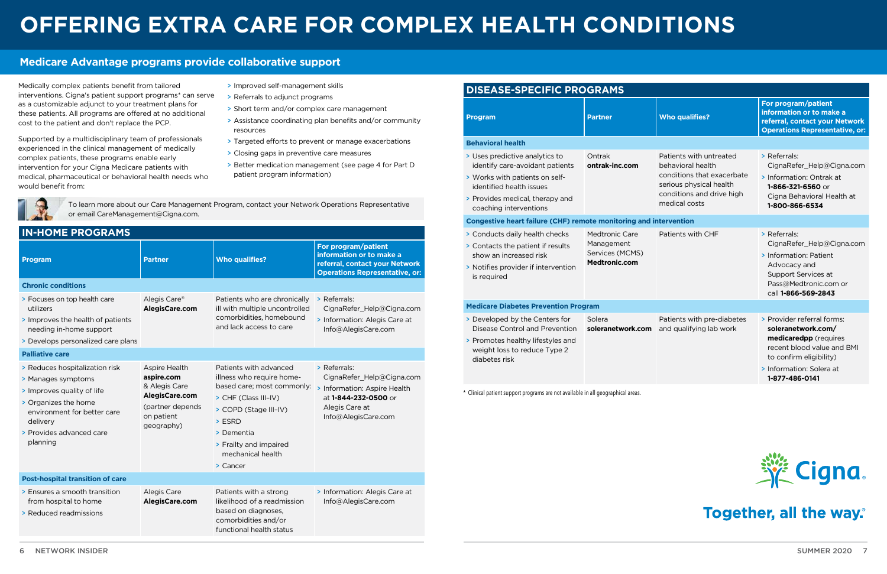# OFFERING EXTRA CARE FOR COMPLEX HEALTH CONDITIONS

## Medicare Advantage programs provide collaborative support

Medically complex patients benefit from tailored interventions. Cigna's patient support programs* can serve as a customizable adjunct to your treatment plans for these patients. All programs are offered at no additional cost to the patient and don't replace the PCP.

Supported by a multidisciplinary team of professionals experienced in the clinical management of medically complex patients, these programs enable early intervention for your Cigna Medicare patients with medical, pharmaceutical or behavioral health needs who would benefit from:

- Improved self-management skills
- Referrals to adjunct programs
- Short term and/or complex care management
- Assistance coordinating plan benefits and/or community resources
- Targeted efforts to prevent or manage exacerbations
- Closing gaps in preventive care measures
- Better medication management (see page 4 for Part D patient program information)

To learn more about our Care Management Program, contact your Network Operations Representative or email CareManagement@Cigna.com.

### IN-HOME PROGRAMS

| Program | Partner | Who qualifies? | For program/patient information or to make a referral, contact your Network Operations Representative, or: |
|---|---|---|---|
| **Chronic conditions** | | | |
| > Focuses on top health care utilizers<br>> Improves the health of patients needing in-home support<br>> Develops personalized care plans | Alegis Care®<br>**AlegisCare.com** | Patients who are chronically ill with multiple uncontrolled comorbidities, homebound and lack access to care | > Referrals: CignaRefer_Help@Cigna.com<br>> Information: Alegis Care at Info@AlegisCare.com |
| **Palliative care** | | | |
| > Reduces hospitalization risk<br>> Manages symptoms<br>> Improves quality of life<br>> Organizes the home environment for better care delivery<br>> Provides advanced care planning | Aspire Health<br>**aspire.com**<br>& Alegis Care<br>**AlegisCare.com**<br>(partner depends on patient geography) | Patients with advanced illness who require home-based care; most commonly:<br>> CHF (Class III-IV)<br>> COPD (Stage III-IV)<br>> ESRD<br>> Dementia<br>> Frailty and impaired mechanical health<br>> Cancer | > Referrals: CignaRefer_Help@Cigna.com<br>> Information: Aspire Health at **1-844-232-0500** or Alegis Care at Info@AlegisCare.com |
| **Post-hospital transition of care** | | | |
| > Ensures a smooth transition from hospital to home<br>> Reduced readmissions | Alegis Care<br>**AlegisCare.com** | Patients with a strong likelihood of a readmission based on diagnoses, comorbidities and/or functional health status | > Information: Alegis Care at Info@AlegisCare.com |

### DISEASE-SPECIFIC PROGRAMS

| Program | Partner | Who qualifies? | For program/patient information or to make a referral, contact your Network Operations Representative, or: |
|---|---|---|---|
| **Behavioral health** | | | |
| > Uses predictive analytics to identify care-avoidant patients<br>> Works with patients on self-identified health issues<br>> Provides medical, therapy and coaching interventions | Ontrak<br>**ontrak-inc.com** | Patients with untreated behavioral health conditions that exacerbate serious physical health conditions and drive high medical costs | > Referrals: CignaRefer_Help@Cigna.com<br>> Information: Ontrak at **1-866-321-6560** or Cigna Behavioral Health at **1-800-866-6534** |
| **Congestive heart failure (CHF) remote monitoring and intervention** | | | |
| > Conducts daily health checks<br>> Contacts the patient if results show an increased risk<br>> Notifies provider if intervention is required | Medtronic Care Management Services (MCMS)<br>**Medtronic.com** | Patients with CHF | > Referrals: CignaRefer_Help@Cigna.com<br>> Information: Patient Advocacy and Support Services at Pass@Medtronic.com or call **1-866-569-2843** |
| **Medicare Diabetes Prevention Program** | | | |
| > Developed by the Centers for Disease Control and Prevention<br>> Promotes healthy lifestyles and weight loss to reduce Type 2 diabetes risk | Solera<br>**soleranetwork.com** | Patients with pre-diabetes and qualifying lab work | > Provider referral forms: **soleranetwork.com/medicaredpp** (requires recent blood value and BMI to confirm eligibility)<br>> Information: Solera at **1-877-486-0141** |

* Clinical patient support programs are not available in all geographical areas.

Cigna. Together, all the way.®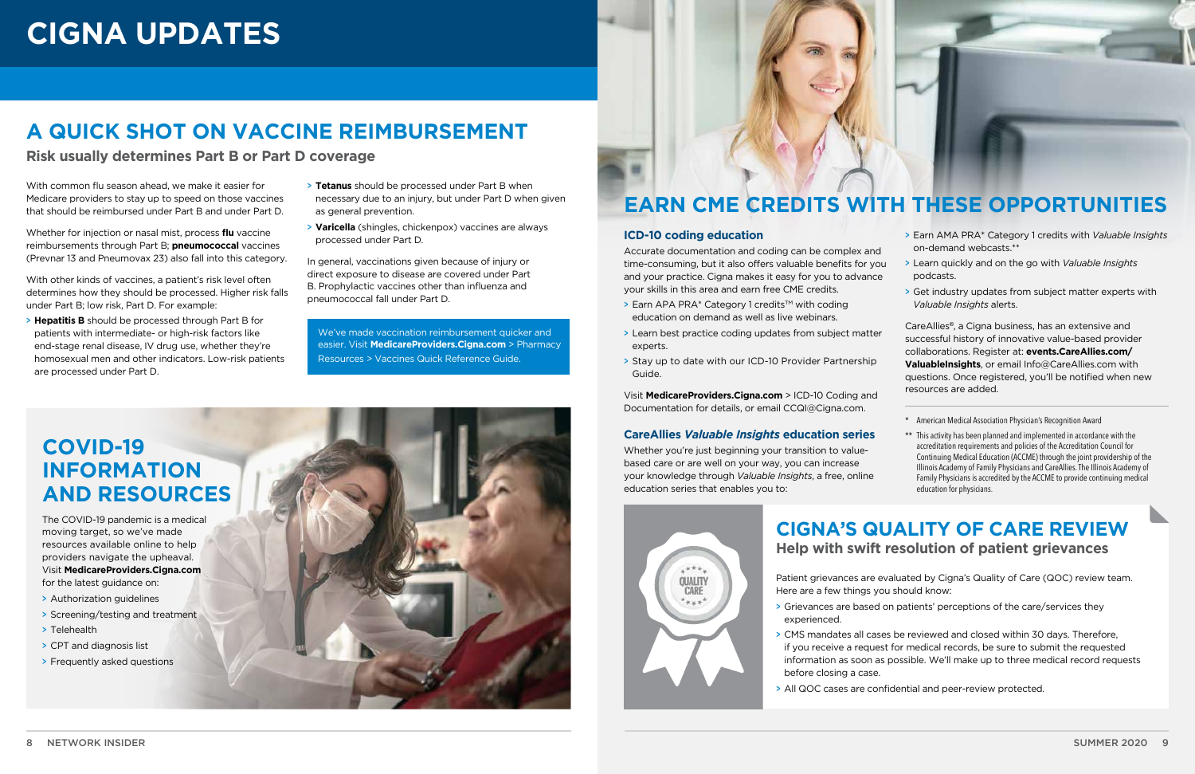# CIGNA UPDATES

## A QUICK SHOT ON VACCINE REIMBURSEMENT

### Risk usually determines Part B or Part D coverage

With common flu season ahead, we make it easier for Medicare providers to stay up to speed on those vaccines that should be reimbursed under Part B and under Part D.

Whether for injection or nasal mist, process **flu** vaccine reimbursements through Part B; **pneumococcal** vaccines (Prevnar 13 and Pneumovax 23) also fall into this category.

With other kinds of vaccines, a patient's risk level often determines how they should be processed. Higher risk falls under Part B; low risk, Part D. For example:

- **Hepatitis B** should be processed through Part B for patients with intermediate- or high-risk factors like end-stage renal disease, IV drug use, whether they're homosexual men and other indicators. Low-risk patients are processed under Part D.
- **Tetanus** should be processed under Part B when necessary due to an injury, but under Part D when given as general prevention.
- **Varicella** (shingles, chickenpox) vaccines are always processed under Part D.

In general, vaccinations given because of injury or direct exposure to disease are covered under Part B. Prophylactic vaccines other than influenza and pneumococcal fall under Part D.

We've made vaccination reimbursement quicker and easier. Visit **MedicareProviders.Cigna.com** > Pharmacy Resources > Vaccines Quick Reference Guide.

## COVID-19 INFORMATION AND RESOURCES

The COVID-19 pandemic is a medical moving target, so we've made resources available online to help providers navigate the upheaval. Visit **MedicareProviders.Cigna.com** for the latest guidance on:

- Authorization guidelines
- Screening/testing and treatment
- Telehealth
- CPT and diagnosis list
- Frequently asked questions

## EARN CME CREDITS WITH THESE OPPORTUNITIES

### ICD-10 coding education

Accurate documentation and coding can be complex and time-consuming, but it also offers valuable benefits for you and your practice. Cigna makes it easy for you to advance your skills in this area and earn free CME credits.

- Earn APA PRA* Category 1 credits™ with coding education on demand as well as live webinars.
- Learn best practice coding updates from subject matter experts.
- Stay up to date with our ICD-10 Provider Partnership Guide.

Visit **MedicareProviders.Cigna.com** > ICD-10 Coding and Documentation for details, or email CCQI@Cigna.com.

### CareAllies *Valuable Insights* education series

Whether you're just beginning your transition to value-based care or are well on your way, you can increase your knowledge through *Valuable Insights*, a free, online education series that enables you to:

- Earn AMA PRA* Category 1 credits with *Valuable Insights* on-demand webcasts.**
- Learn quickly and on the go with *Valuable Insights* podcasts.
- Get industry updates from subject matter experts with *Valuable Insights* alerts.

CareAllies®, a Cigna business, has an extensive and successful history of innovative value-based provider collaborations. Register at: **events.CareAllies.com/ValuableInsights**, or email Info@CareAllies.com with questions. Once registered, you'll be notified when new resources are added.

\* American Medical Association Physician's Recognition Award

** This activity has been planned and implemented in accordance with the accreditation requirements and policies of the Accreditation Council for Continuing Medical Education (ACCME) through the joint providership of the Illinois Academy of Family Physicians and CareAllies. The Illinois Academy of Family Physicians is accredited by the ACCME to provide continuing medical education for physicians.

## CIGNA'S QUALITY OF CARE REVIEW

### Help with swift resolution of patient grievances

Patient grievances are evaluated by Cigna's Quality of Care (QOC) review team. Here are a few things you should know:

- Grievances are based on patients' perceptions of the care/services they experienced.
- CMS mandates all cases be reviewed and closed within 30 days. Therefore, if you receive a request for medical records, be sure to submit the requested information as soon as possible. We'll make up to three medical record requests before closing a case.
- All QOC cases are confidential and peer-review protected.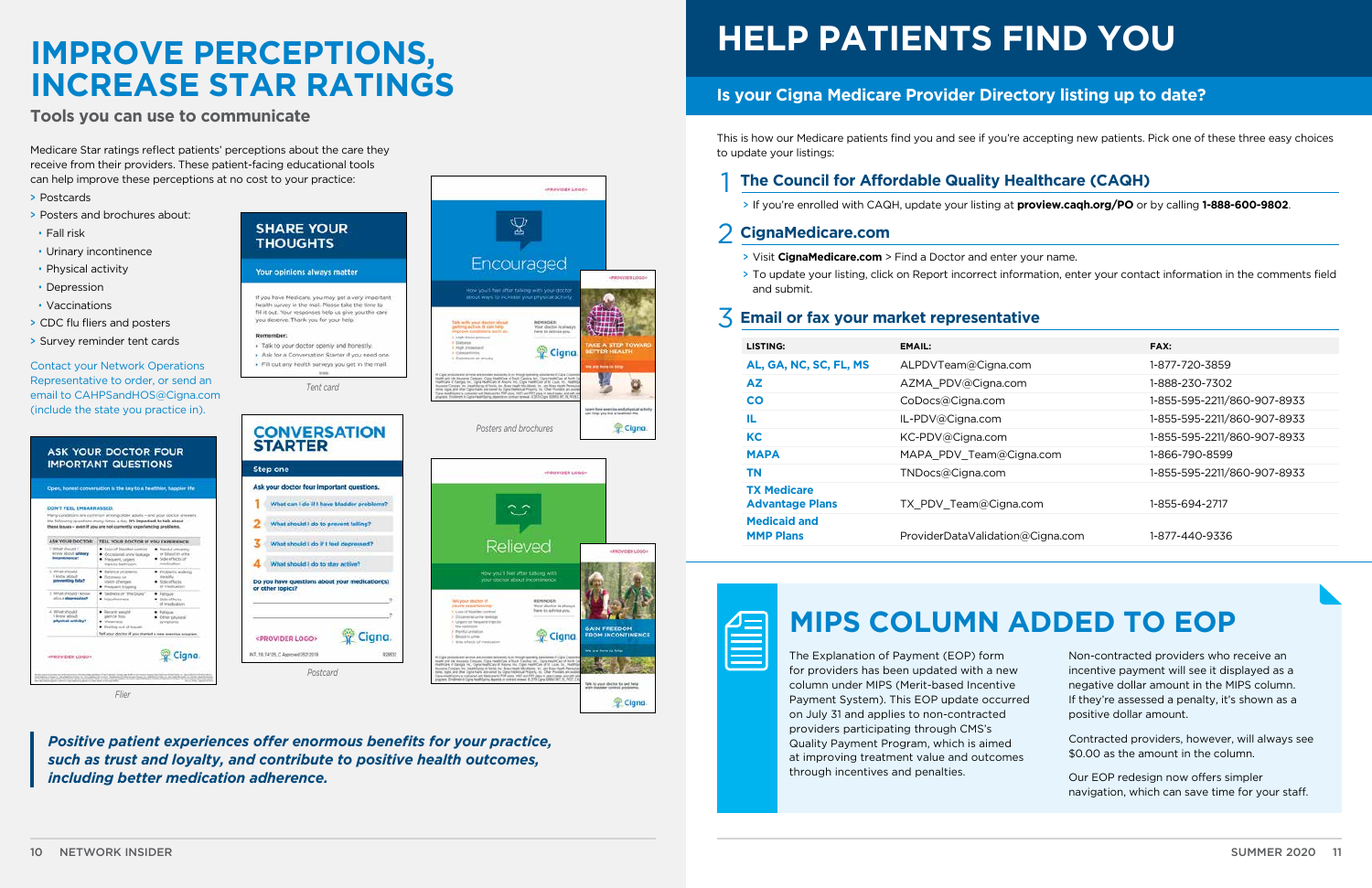# IMPROVE PERCEPTIONS, INCREASE STAR RATINGS

**Tools you can use to communicate**

Medicare Star ratings reflect patients' perceptions about the care they receive from their providers. These patient-facing educational tools can help improve these perceptions at no cost to your practice:

- Postcards
- Posters and brochures about:
  - Fall risk
  - Urinary incontinence
  - Physical activity
  - Depression
  - Vaccinations
- CDC flu fliers and posters
- Survey reminder tent cards

Contact your Network Operations Representative to order, or send an email to CAHPSandHOS@Cigna.com (include the state you practice in).

Flier

Tent card

Postcard

Posters and brochures

***Positive patient experiences offer enormous benefits for your practice, such as trust and loyalty, and contribute to positive health outcomes, including better medication adherence.***

# HELP PATIENTS FIND YOU

## Is your Cigna Medicare Provider Directory listing up to date?

This is how our Medicare patients find you and see if you're accepting new patients. Pick one of these three easy choices to update your listings:

### 1 The Council for Affordable Quality Healthcare (CAQH)

- If you're enrolled with CAQH, update your listing at **proview.caqh.org/PO** or by calling **1-888-600-9802**.

### 2 CignaMedicare.com

- Visit **CignaMedicare.com** > Find a Doctor and enter your name.
- To update your listing, click on Report incorrect information, enter your contact information in the comments field and submit.

### 3 Email or fax your market representative

| LISTING: | EMAIL: | FAX: |
|---|---|---|
| AL, GA, NC, SC, FL, MS | ALPDVTeam@Cigna.com | 1-877-720-3859 |
| AZ | AZMA_PDV@Cigna.com | 1-888-230-7302 |
| CO | CoDocs@Cigna.com | 1-855-595-2211/860-907-8933 |
| IL | IL-PDV@Cigna.com | 1-855-595-2211/860-907-8933 |
| KC | KC-PDV@Cigna.com | 1-855-595-2211/860-907-8933 |
| MAPA | MAPA_PDV_Team@Cigna.com | 1-866-790-8599 |
| TN | TNDocs@Cigna.com | 1-855-595-2211/860-907-8933 |
| TX Medicare Advantage Plans | TX_PDV_Team@Cigna.com | 1-855-694-2717 |
| Medicaid and MMP Plans | ProviderDataValidation@Cigna.com | 1-877-440-9336 |

# MIPS COLUMN ADDED TO EOP

The Explanation of Payment (EOP) form for providers has been updated with a new column under MIPS (Merit-based Incentive Payment System). This EOP update occurred on July 31 and applies to non-contracted providers participating through CMS's Quality Payment Program, which is aimed at improving treatment value and outcomes through incentives and penalties.

Non-contracted providers who receive an incentive payment will see it displayed as a negative dollar amount in the MIPS column. If they're assessed a penalty, it's shown as a positive dollar amount.

Contracted providers, however, will always see $0.00 as the amount in the column.

Our EOP redesign now offers simpler navigation, which can save time for your staff.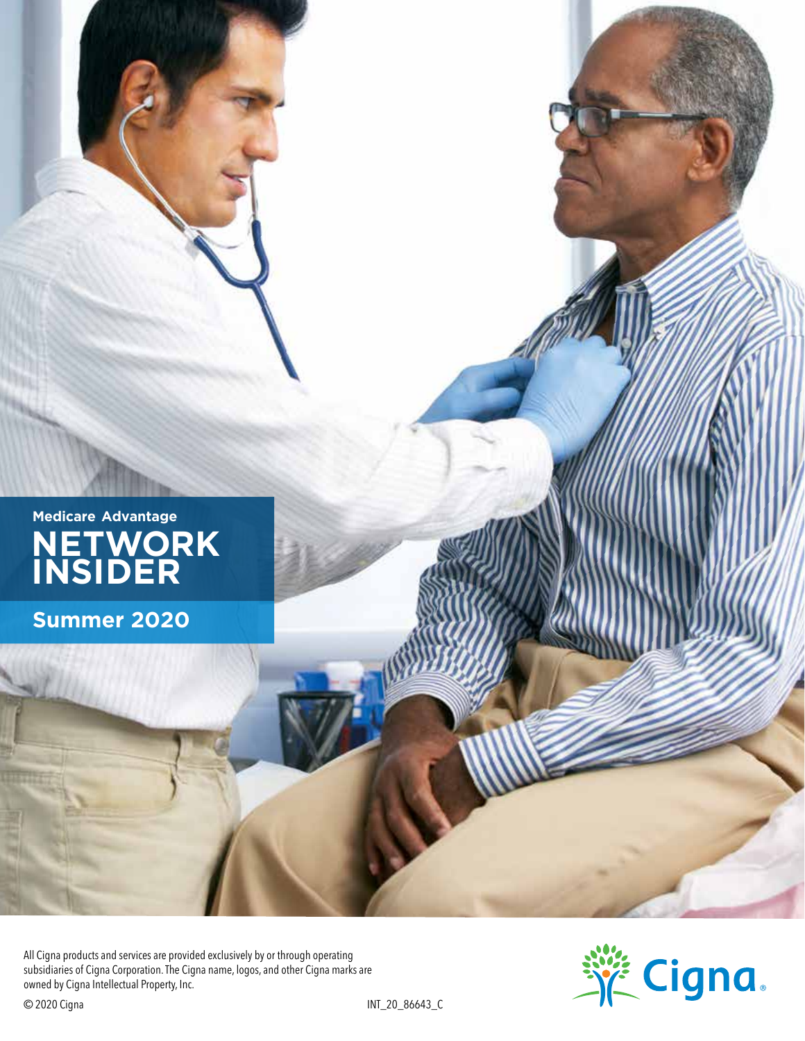Medicare Advantage

# NETWORK INSIDER

**Summer 2020**

All Cigna products and services are provided exclusively by or through operating subsidiaries of Cigna Corporation. The Cigna name, logos, and other Cigna marks are owned by Cigna Intellectual Property, Inc.

© 2020 Cigna

INT_20_86643_C